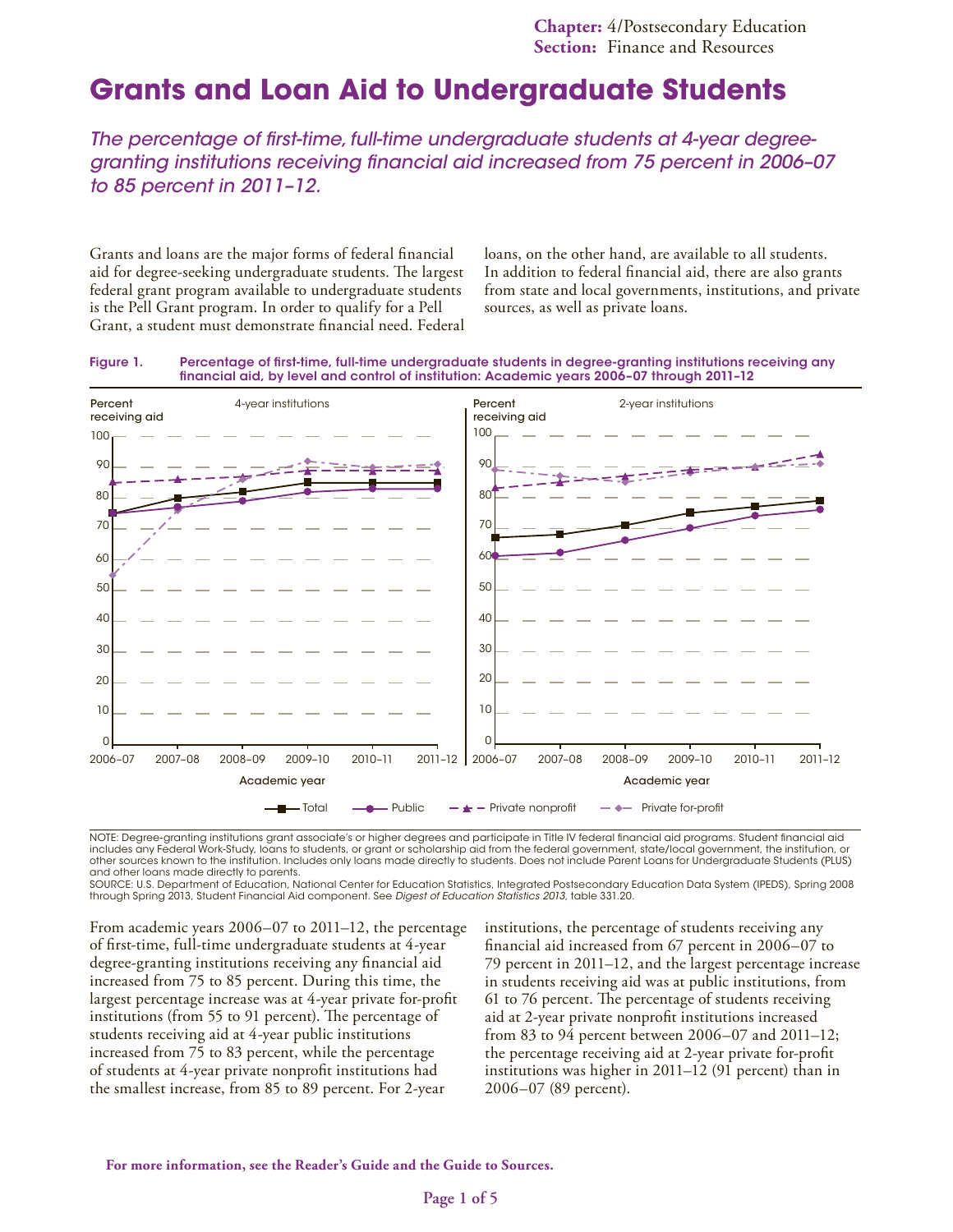# Grants and Loan Aid to Undergraduate Students

*The percentage of first-time, full-time undergraduate students at 4-year degree-granting institutions receiving financial aid increased from 75 percent in 2006–07 to 85 percent in 2011–12.*

Grants and loans are the major forms of federal financial aid for degree-seeking undergraduate students. The largest federal grant program available to undergraduate students is the Pell Grant program. In order to qualify for a Pell Grant, a student must demonstrate financial need. Federal loans, on the other hand, are available to all students. In addition to federal financial aid, there are also grants from state and local governments, institutions, and private sources, as well as private loans.

**Figure 1. Percentage of first-time, full-time undergraduate students in degree-granting institutions receiving any financial aid, by level and control of institution: Academic years 2006–07 through 2011–12**

NOTE: Degree-granting institutions grant associate's or higher degrees and participate in Title IV federal financial aid programs. Student financial aid includes any Federal Work-Study, loans to students, or grant or scholarship aid from the federal government, state/local government, the institution, or other sources known to the institution. Includes only loans made directly to students. Does not include Parent Loans for Undergraduate Students (PLUS) and other loans made directly to parents.

SOURCE: U.S. Department of Education, National Center for Education Statistics, Integrated Postsecondary Education Data System (IPEDS), Spring 2008 through Spring 2013, Student Financial Aid component. See *Digest of Education Statistics 2013*, table 331.20.

From academic years 2006–07 to 2011–12, the percentage of first-time, full-time undergraduate students at 4-year degree-granting institutions receiving any financial aid increased from 75 to 85 percent. During this time, the largest percentage increase was at 4-year private for-profit institutions (from 55 to 91 percent). The percentage of students receiving aid at 4-year public institutions increased from 75 to 83 percent, while the percentage of students at 4-year private nonprofit institutions had the smallest increase, from 85 to 89 percent. For 2-year institutions, the percentage of students receiving any financial aid increased from 67 percent in 2006–07 to 79 percent in 2011–12, and the largest percentage increase in students receiving aid was at public institutions, from 61 to 76 percent. The percentage of students receiving aid at 2-year private nonprofit institutions increased from 83 to 94 percent between 2006–07 and 2011–12; the percentage receiving aid at 2-year private for-profit institutions was higher in 2011–12 (91 percent) than in 2006–07 (89 percent).

**For more information, see the Reader's Guide and the Guide to Sources.**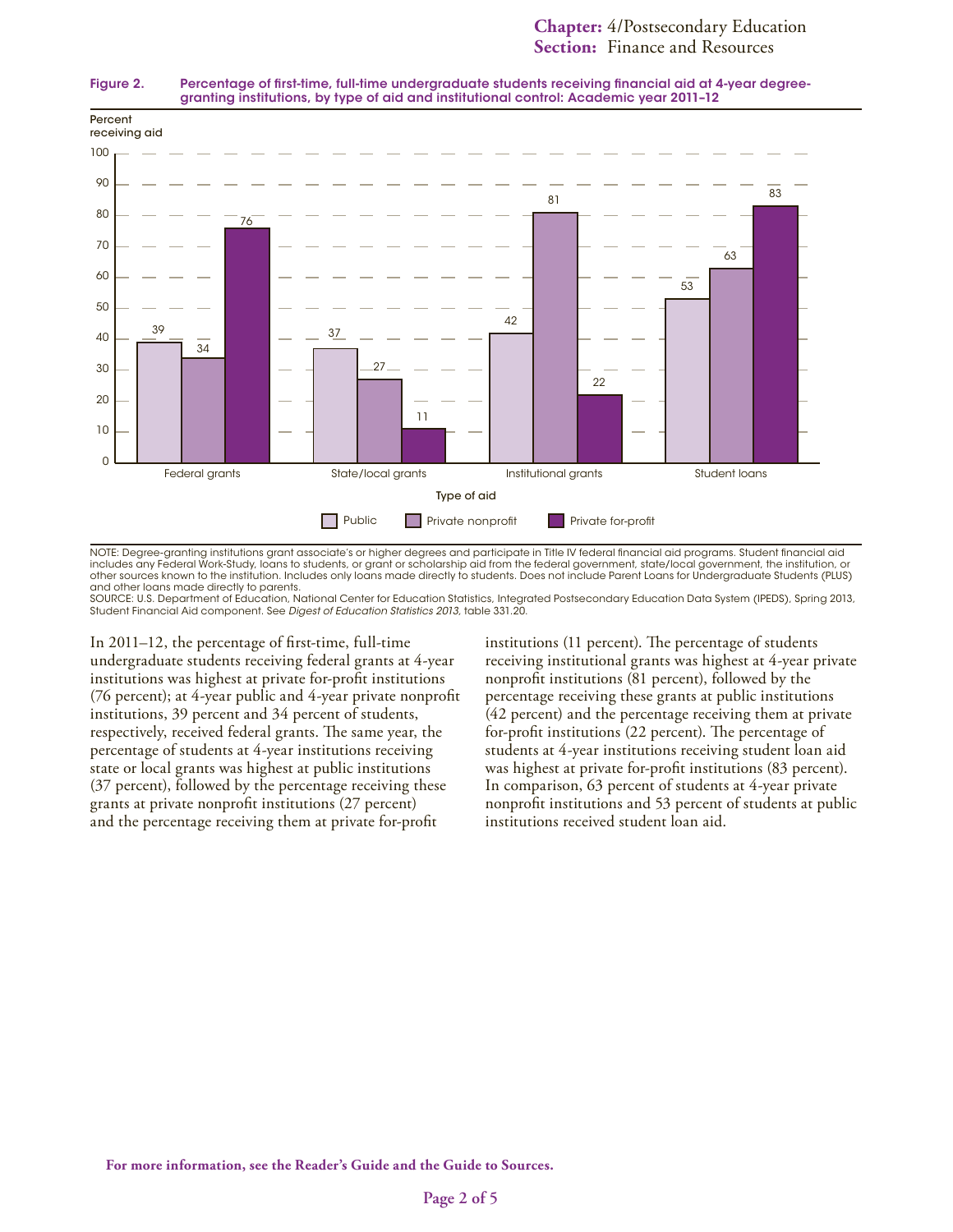**Figure 2. Percentage of first-time, full-time undergraduate students receiving financial aid at 4-year degree-granting institutions, by type of aid and institutional control: Academic year 2011–12**

| Type of aid | Public | Private nonprofit | Private for-profit |
|---|---|---|---|
| Federal grants | 39 | 34 | 76 |
| State/local grants | 37 | 27 | 11 |
| Institutional grants | 42 | 81 | 22 |
| Student loans | 53 | 63 | 83 |

NOTE: Degree-granting institutions grant associate's or higher degrees and participate in Title IV federal financial aid programs. Student financial aid includes any Federal Work-Study, loans to students, or grant or scholarship aid from the federal government, state/local government, the institution, or other sources known to the institution. Includes only loans made directly to students. Does not include Parent Loans for Undergraduate Students (PLUS) and other loans made directly to parents.
SOURCE: U.S. Department of Education, National Center for Education Statistics, Integrated Postsecondary Education Data System (IPEDS), Spring 2013, Student Financial Aid component. See *Digest of Education Statistics 2013*, table 331.20.

In 2011–12, the percentage of first-time, full-time undergraduate students receiving federal grants at 4-year institutions was highest at private for-profit institutions (76 percent); at 4-year public and 4-year private nonprofit institutions, 39 percent and 34 percent of students, respectively, received federal grants. The same year, the percentage of students at 4-year institutions receiving state or local grants was highest at public institutions (37 percent), followed by the percentage receiving these grants at private nonprofit institutions (27 percent) and the percentage receiving them at private for-profit institutions (11 percent). The percentage of students receiving institutional grants was highest at 4-year private nonprofit institutions (81 percent), followed by the percentage receiving these grants at public institutions (42 percent) and the percentage receiving them at private for-profit institutions (22 percent). The percentage of students at 4-year institutions receiving student loan aid was highest at private for-profit institutions (83 percent). In comparison, 63 percent of students at 4-year private nonprofit institutions and 53 percent of students at public institutions received student loan aid.

**For more information, see the Reader's Guide and the Guide to Sources.**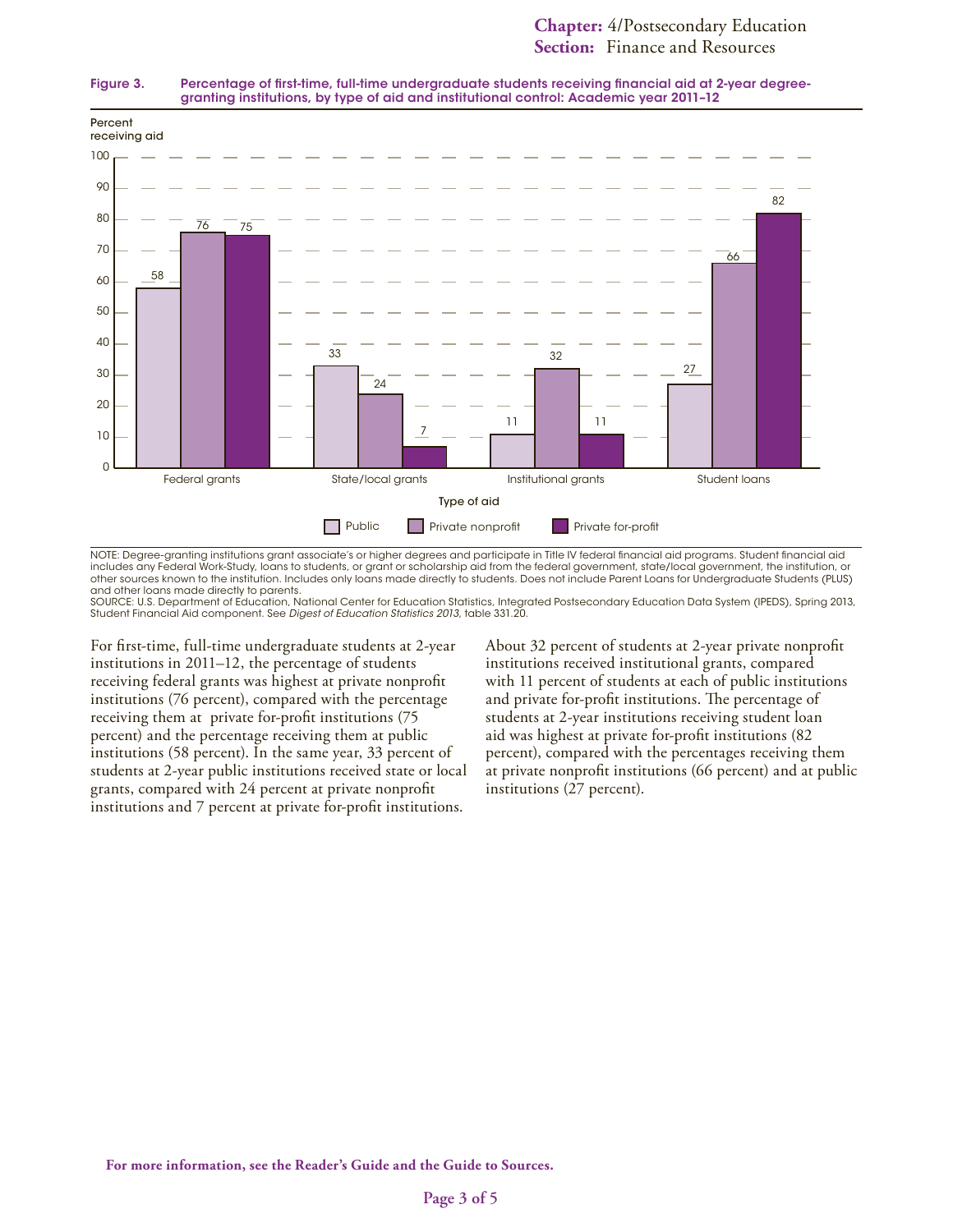**Figure 3. Percentage of first-time, full-time undergraduate students receiving financial aid at 2-year degree-granting institutions, by type of aid and institutional control: Academic year 2011–12**

| Type of aid | Public | Private nonprofit | Private for-profit |
|---|---|---|---|
| Federal grants | 58 | 76 | 75 |
| State/local grants | 33 | 24 | 7 |
| Institutional grants | 11 | 32 | 11 |
| Student loans | 27 | 66 | 82 |

NOTE: Degree-granting institutions grant associate's or higher degrees and participate in Title IV federal financial aid programs. Student financial aid includes any Federal Work-Study, loans to students, or grant or scholarship aid from the federal government, state/local government, the institution, or other sources known to the institution. Includes only loans made directly to students. Does not include Parent Loans for Undergraduate Students (PLUS) and other loans made directly to parents.
SOURCE: U.S. Department of Education, National Center for Education Statistics, Integrated Postsecondary Education Data System (IPEDS), Spring 2013, Student Financial Aid component. See *Digest of Education Statistics 2013,* table 331.20.

For first-time, full-time undergraduate students at 2-year institutions in 2011–12, the percentage of students receiving federal grants was highest at private nonprofit institutions (76 percent), compared with the percentage receiving them at private for-profit institutions (75 percent) and the percentage receiving them at public institutions (58 percent). In the same year, 33 percent of students at 2-year public institutions received state or local grants, compared with 24 percent at private nonprofit institutions and 7 percent at private for-profit institutions.

About 32 percent of students at 2-year private nonprofit institutions received institutional grants, compared with 11 percent of students at each of public institutions and private for-profit institutions. The percentage of students at 2-year institutions receiving student loan aid was highest at private for-profit institutions (82 percent), compared with the percentages receiving them at private nonprofit institutions (66 percent) and at public institutions (27 percent).

**For more information, see the Reader's Guide and the Guide to Sources.**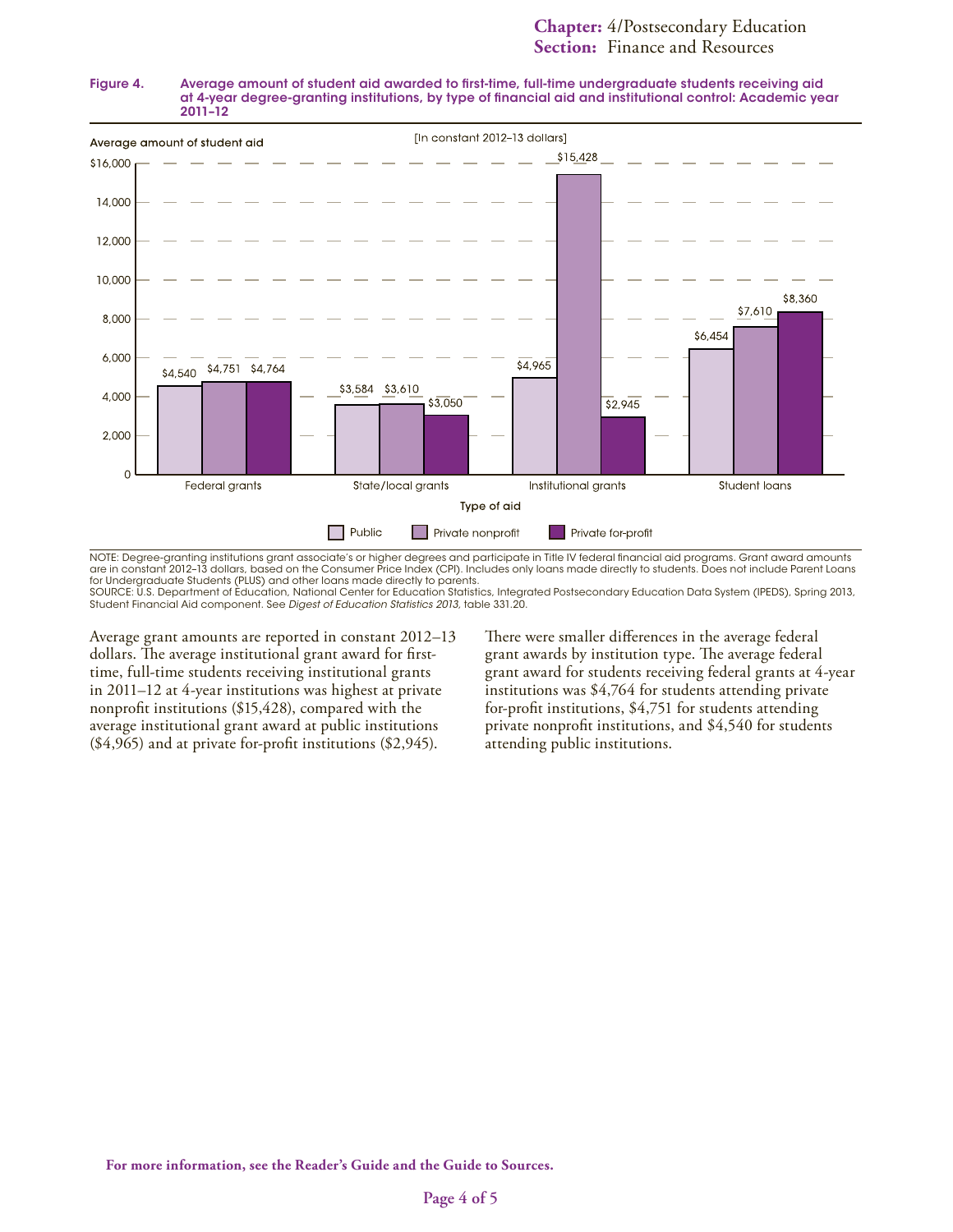**Figure 4. Average amount of student aid awarded to first-time, full-time undergraduate students receiving aid at 4-year degree-granting institutions, by type of financial aid and institutional control: Academic year 2011–12**

[In constant 2012–13 dollars]

| Type of aid | Public | Private nonprofit | Private for-profit |
| --- | --- | --- | --- |
| Federal grants | $4,540 | $4,751 | $4,764 |
| State/local grants | $3,584 | $3,610 | $3,050 |
| Institutional grants | $4,965 | $15,428 | $2,945 |
| Student loans | $6,454 | $7,610 | $8,360 |

NOTE: Degree-granting institutions grant associate's or higher degrees and participate in Title IV federal financial aid programs. Grant award amounts are in constant 2012–13 dollars, based on the Consumer Price Index (CPI). Includes only loans made directly to students. Does not include Parent Loans for Undergraduate Students (PLUS) and other loans made directly to parents.
SOURCE: U.S. Department of Education, National Center for Education Statistics, Integrated Postsecondary Education Data System (IPEDS), Spring 2013, Student Financial Aid component. See *Digest of Education Statistics 2013*, table 331.20.

Average grant amounts are reported in constant 2012–13 dollars. The average institutional grant award for first-time, full-time students receiving institutional grants in 2011–12 at 4-year institutions was highest at private nonprofit institutions ($15,428), compared with the average institutional grant award at public institutions ($4,965) and at private for-profit institutions ($2,945).

There were smaller differences in the average federal grant awards by institution type. The average federal grant award for students receiving federal grants at 4-year institutions was $4,764 for students attending private for-profit institutions, $4,751 for students attending private nonprofit institutions, and $4,540 for students attending public institutions.

**For more information, see the Reader's Guide and the Guide to Sources.**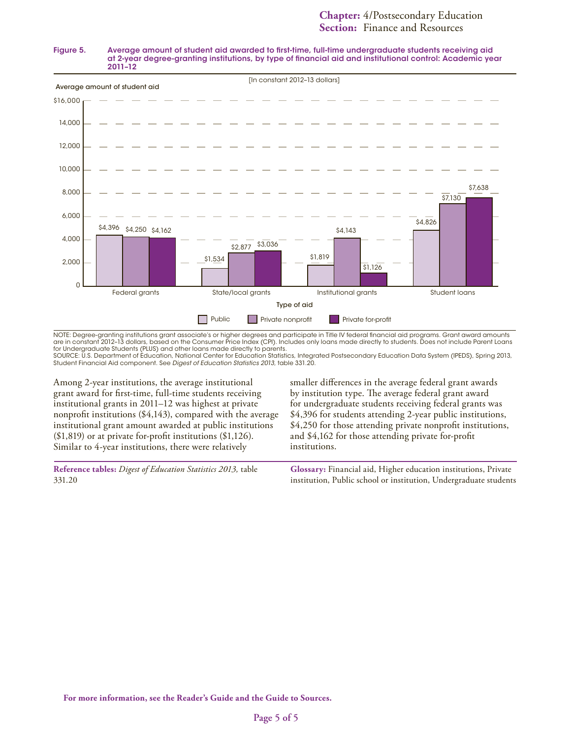**Figure 5. Average amount of student aid awarded to first-time, full-time undergraduate students receiving aid at 2-year degree-granting institutions, by type of financial aid and institutional control: Academic year 2011–12**

[In constant 2012–13 dollars]

Average amount of student aid

$16,000
14,000
12,000
10,000
8,000
6,000
4,000
2,000
0

Federal grants: $4,396 $4,250 $4,162
State/local grants: $1,534 $2,877 $3,036
Institutional grants: $1,819 $4,143 $1,126
Student loans: $4,826 $7,130 $7,638

Type of aid

Public
Private nonprofit
Private for-profit

NOTE: Degree-granting institutions grant associate's or higher degrees and participate in Title IV federal financial aid programs. Grant award amounts are in constant 2012–13 dollars, based on the Consumer Price Index (CPI). Includes only loans made directly to students. Does not include Parent Loans for Undergraduate Students (PLUS) and other loans made directly to parents.
SOURCE: U.S. Department of Education, National Center for Education Statistics, Integrated Postsecondary Education Data System (IPEDS), Spring 2013, Student Financial Aid component. See *Digest of Education Statistics 2013,* table 331.20.

Among 2-year institutions, the average institutional grant award for first-time, full-time students receiving institutional grants in 2011–12 was highest at private nonprofit institutions ($4,143), compared with the average institutional grant amount awarded at public institutions ($1,819) or at private for-profit institutions ($1,126). Similar to 4-year institutions, there were relatively smaller differences in the average federal grant awards by institution type. The average federal grant award for undergraduate students receiving federal grants was $4,396 for students attending 2-year public institutions, $4,250 for those attending private nonprofit institutions, and $4,162 for those attending private for-profit institutions.

**Reference tables:** *Digest of Education Statistics 2013,* table 331.20

**Glossary:** Financial aid, Higher education institutions, Private institution, Public school or institution, Undergraduate students

**For more information, see the Reader's Guide and the Guide to Sources.**